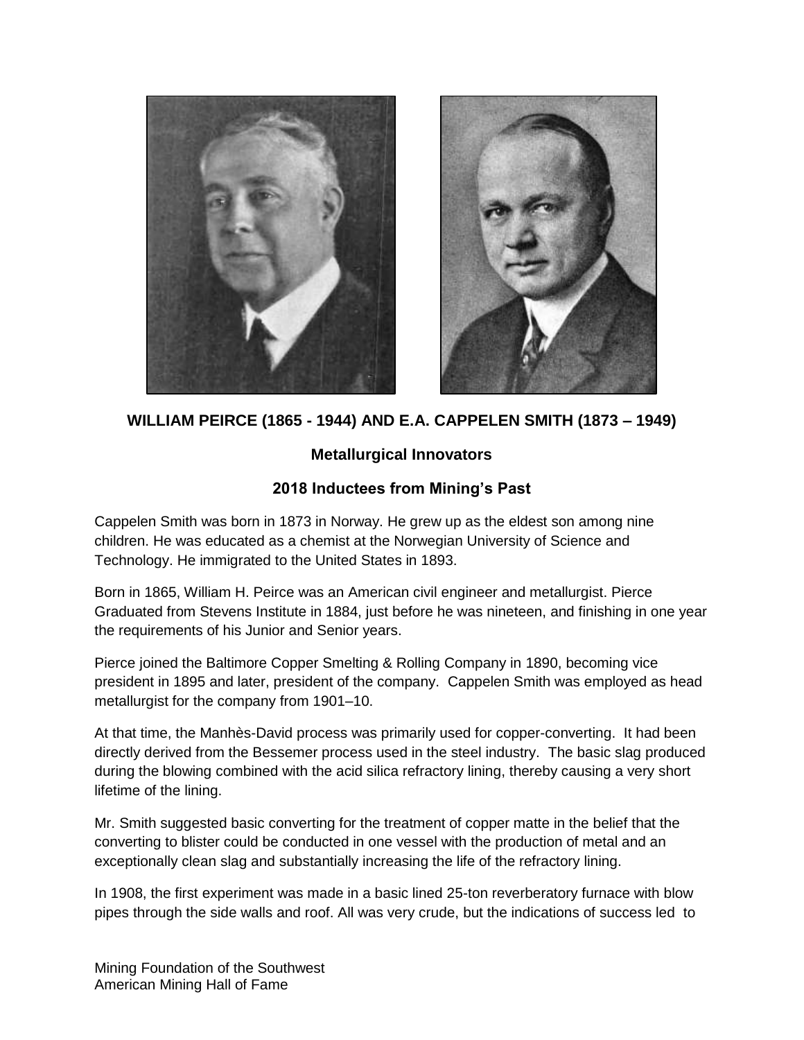**WILLIAM PEIRCE (1865 - 1944) AND E.A. CAPPELEN SMITH (1873 – 1949)**

**Metallurgical Innovators**

**2018 Inductees from Mining's Past**

Cappelen Smith was born in 1873 in Norway. He grew up as the eldest son among nine children. He was educated as a chemist at the Norwegian University of Science and Technology. He immigrated to the United States in 1893.

Born in 1865, William H. Peirce was an American civil engineer and metallurgist. Pierce Graduated from Stevens Institute in 1884, just before he was nineteen, and finishing in one year the requirements of his Junior and Senior years.

Pierce joined the Baltimore Copper Smelting & Rolling Company in 1890, becoming vice president in 1895 and later, president of the company. Cappelen Smith was employed as head metallurgist for the company from 1901–10.

At that time, the Manhès-David process was primarily used for copper-converting. It had been directly derived from the Bessemer process used in the steel industry. The basic slag produced during the blowing combined with the acid silica refractory lining, thereby causing a very short lifetime of the lining.

Mr. Smith suggested basic converting for the treatment of copper matte in the belief that the converting to blister could be conducted in one vessel with the production of metal and an exceptionally clean slag and substantially increasing the life of the refractory lining.

In 1908, the first experiment was made in a basic lined 25-ton reverberatory furnace with blow pipes through the side walls and roof. All was very crude, but the indications of success led to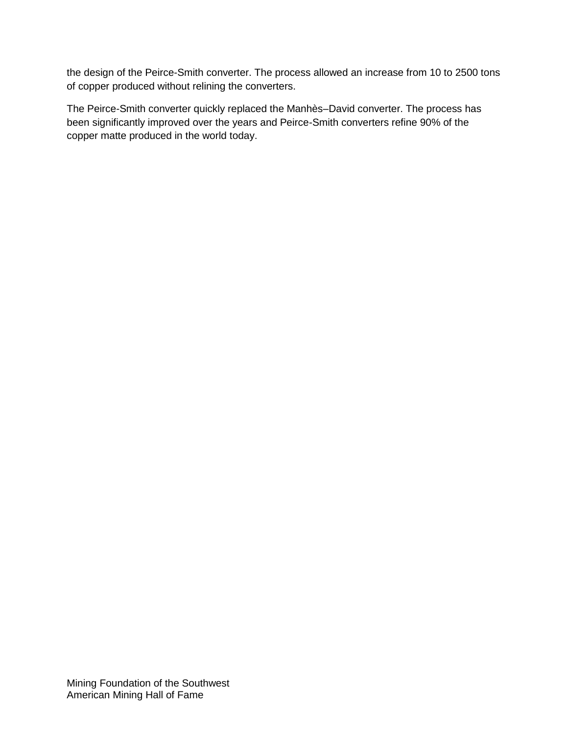the design of the Peirce-Smith converter. The process allowed an increase from 10 to 2500 tons of copper produced without relining the converters.

The Peirce-Smith converter quickly replaced the Manhès–David converter. The process has been significantly improved over the years and Peirce-Smith converters refine 90% of the copper matte produced in the world today.